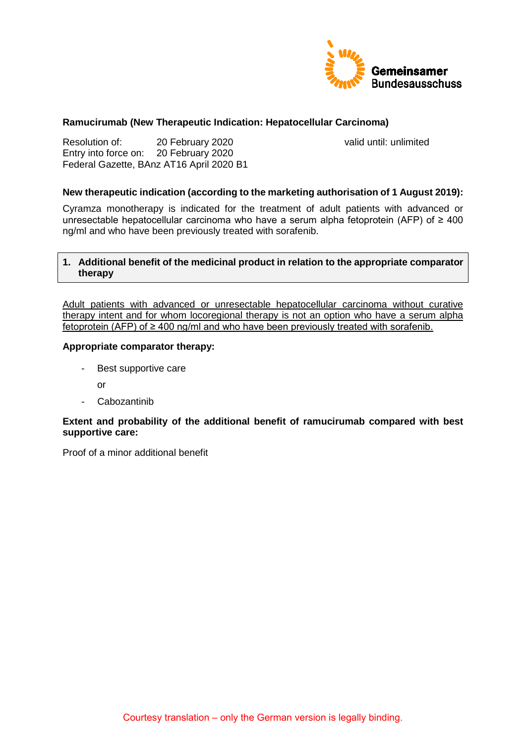Gemeinsamer Bundesausschuss

**Ramucirumab (New Therapeutic Indication: Hepatocellular Carcinoma)**

Resolution of: 20 February 2020
Entry into force on: 20 February 2020
Federal Gazette, BAnz AT16 April 2020 B1

valid until: unlimited

**New therapeutic indication (according to the marketing authorisation of 1 August 2019):**

Cyramza monotherapy is indicated for the treatment of adult patients with advanced or unresectable hepatocellular carcinoma who have a serum alpha fetoprotein (AFP) of ≥ 400 ng/ml and who have been previously treated with sorafenib.

## 1. Additional benefit of the medicinal product in relation to the appropriate comparator therapy

Adult patients with advanced or unresectable hepatocellular carcinoma without curative therapy intent and for whom locoregional therapy is not an option who have a serum alpha fetoprotein (AFP) of ≥ 400 ng/ml and who have been previously treated with sorafenib.

**Appropriate comparator therapy:**

- Best supportive care

  or

- Cabozantinib

**Extent and probability of the additional benefit of ramucirumab compared with best supportive care:**

Proof of a minor additional benefit

Courtesy translation – only the German version is legally binding.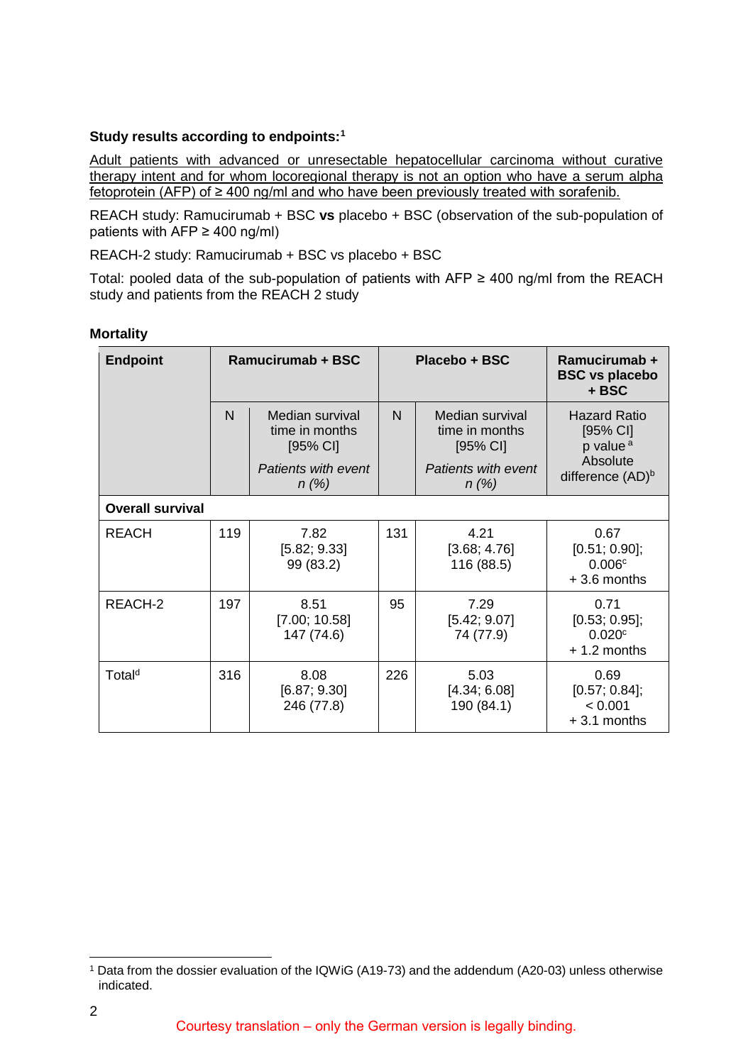**Study results according to endpoints:**[1]

Adult patients with advanced or unresectable hepatocellular carcinoma without curative therapy intent and for whom locoregional therapy is not an option who have a serum alpha fetoprotein (AFP) of ≥ 400 ng/ml and who have been previously treated with sorafenib.

REACH study: Ramucirumab + BSC **vs** placebo + BSC (observation of the sub-population of patients with AFP ≥ 400 ng/ml)

REACH-2 study: Ramucirumab + BSC vs placebo + BSC

Total: pooled data of the sub-population of patients with AFP ≥ 400 ng/ml from the REACH study and patients from the REACH 2 study

**Mortality**

| **Endpoint** | **Ramucirumab + BSC** | | **Placebo + BSC** | | **Ramucirumab + BSC vs placebo + BSC** |
|---|---|---|---|---|---|
| | N | Median survival time in months [95% CI] *Patients with event n (%)* | N | Median survival time in months [95% CI] *Patients with event n (%)* | Hazard Ratio [95% CI] p value[a] Absolute difference (AD)[b] |
| **Overall survival** | | | | | |
| REACH | 119 | 7.82 [5.82; 9.33] 99 (83.2) | 131 | 4.21 [3.68; 4.76] 116 (88.5) | 0.67 [0.51; 0.90]; 0.006[c] + 3.6 months |
| REACH-2 | 197 | 8.51 [7.00; 10.58] 147 (74.6) | 95 | 7.29 [5.42; 9.07] 74 (77.9) | 0.71 [0.53; 0.95]; 0.020[c] + 1.2 months |
| Total[d] | 316 | 8.08 [6.87; 9.30] 246 (77.8) | 226 | 5.03 [4.34; 6.08] 190 (84.1) | 0.69 [0.57; 0.84]; < 0.001 + 3.1 months |

[1] Data from the dossier evaluation of the IQWiG (A19-73) and the addendum (A20-03) unless otherwise indicated.

Courtesy translation – only the German version is legally binding.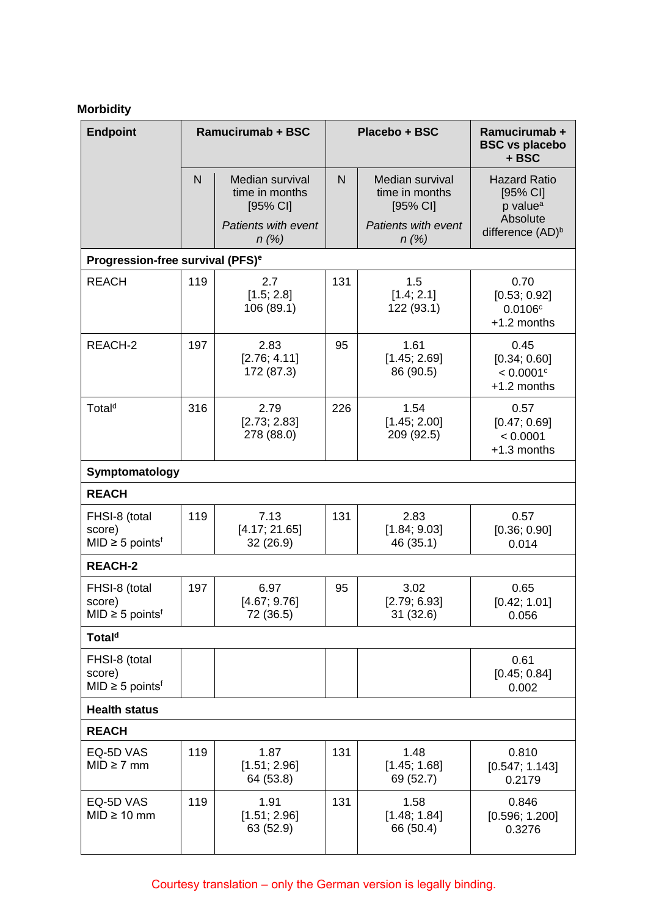**Morbidity**

| Endpoint | Ramucirumab + BSC | | Placebo + BSC | | Ramucirumab + BSC vs placebo + BSC |
|---|---|---|---|---|---|
| | N | Median survival time in months [95% CI] *Patients with event n (%)* | N | Median survival time in months [95% CI] *Patients with event n (%)* | Hazard Ratio [95% CI] p value[a] Absolute difference (AD)[b] |
| **Progression-free survival (PFS)[e]** | | | | | |
| REACH | 119 | 2.7 [1.5; 2.8] 106 (89.1) | 131 | 1.5 [1.4; 2.1] 122 (93.1) | 0.70 [0.53; 0.92] 0.0106[c] +1.2 months |
| REACH-2 | 197 | 2.83 [2.76; 4.11] 172 (87.3) | 95 | 1.61 [1.45; 2.69] 86 (90.5) | 0.45 [0.34; 0.60] < 0.0001[c] +1.2 months |
| Total[d] | 316 | 2.79 [2.73; 2.83] 278 (88.0) | 226 | 1.54 [1.45; 2.00] 209 (92.5) | 0.57 [0.47; 0.69] < 0.0001 +1.3 months |
| **Symptomatology** | | | | | |
| **REACH** | | | | | |
| FHSI-8 (total score) MID ≥ 5 points[f] | 119 | 7.13 [4.17; 21.65] 32 (26.9) | 131 | 2.83 [1.84; 9.03] 46 (35.1) | 0.57 [0.36; 0.90] 0.014 |
| **REACH-2** | | | | | |
| FHSI-8 (total score) MID ≥ 5 points[f] | 197 | 6.97 [4.67; 9.76] 72 (36.5) | 95 | 3.02 [2.79; 6.93] 31 (32.6) | 0.65 [0.42; 1.01] 0.056 |
| **Total[d]** | | | | | |
| FHSI-8 (total score) MID ≥ 5 points[f] | | | | | 0.61 [0.45; 0.84] 0.002 |
| **Health status** | | | | | |
| **REACH** | | | | | |
| EQ-5D VAS MID ≥ 7 mm | 119 | 1.87 [1.51; 2.96] 64 (53.8) | 131 | 1.48 [1.45; 1.68] 69 (52.7) | 0.810 [0.547; 1.143] 0.2179 |
| EQ-5D VAS MID ≥ 10 mm | 119 | 1.91 [1.51; 2.96] 63 (52.9) | 131 | 1.58 [1.48; 1.84] 66 (50.4) | 0.846 [0.596; 1.200] 0.3276 |

Courtesy translation – only the German version is legally binding.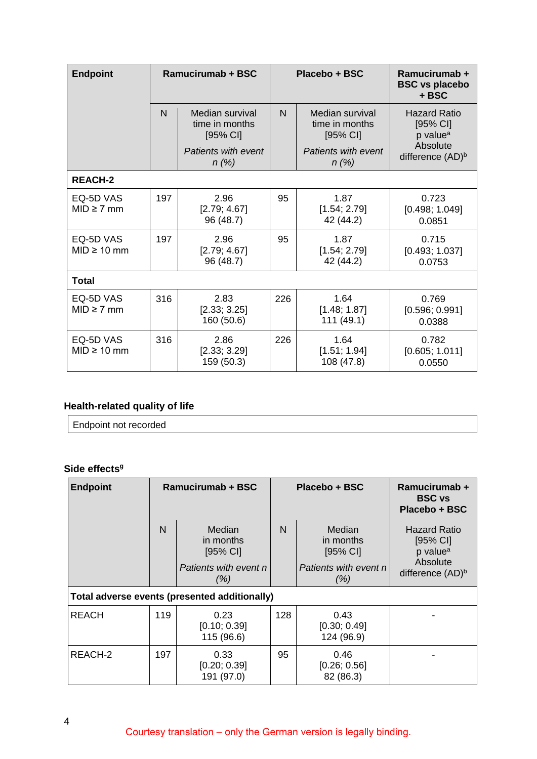| Endpoint | Ramucirumab + BSC | | Placebo + BSC | | Ramucirumab + BSC vs placebo + BSC |
|---|---|---|---|---|---|
| | N | Median survival time in months [95% CI] *Patients with event n (%)* | N | Median survival time in months [95% CI] *Patients with event n (%)* | Hazard Ratio [95% CI] p value[a] Absolute difference (AD)[b] |
| **REACH-2** | | | | | |
| EQ-5D VAS MID ≥ 7 mm | 197 | 2.96 [2.79; 4.67] 96 (48.7) | 95 | 1.87 [1.54; 2.79] 42 (44.2) | 0.723 [0.498; 1.049] 0.0851 |
| EQ-5D VAS MID ≥ 10 mm | 197 | 2.96 [2.79; 4.67] 96 (48.7) | 95 | 1.87 [1.54; 2.79] 42 (44.2) | 0.715 [0.493; 1.037] 0.0753 |
| **Total** | | | | | |
| EQ-5D VAS MID ≥ 7 mm | 316 | 2.83 [2.33; 3.25] 160 (50.6) | 226 | 1.64 [1.48; 1.87] 111 (49.1) | 0.769 [0.596; 0.991] 0.0388 |
| EQ-5D VAS MID ≥ 10 mm | 316 | 2.86 [2.33; 3.29] 159 (50.3) | 226 | 1.64 [1.51; 1.94] 108 (47.8) | 0.782 [0.605; 1.011] 0.0550 |

**Health-related quality of life**

| Endpoint not recorded |
|---|

**Side effects[g]**

| Endpoint | Ramucirumab + BSC | | Placebo + BSC | | Ramucirumab + BSC vs Placebo + BSC |
|---|---|---|---|---|---|
| | N | Median in months [95% CI] *Patients with event n (%)* | N | Median in months [95% CI] *Patients with event n (%)* | Hazard Ratio [95% CI] p value[a] Absolute difference (AD)[b] |
| **Total adverse events (presented additionally)** | | | | | |
| REACH | 119 | 0.23 [0.10; 0.39] 115 (96.6) | 128 | 0.43 [0.30; 0.49] 124 (96.9) | - |
| REACH-2 | 197 | 0.33 [0.20; 0.39] 191 (97.0) | 95 | 0.46 [0.26; 0.56] 82 (86.3) | - |

Courtesy translation – only the German version is legally binding.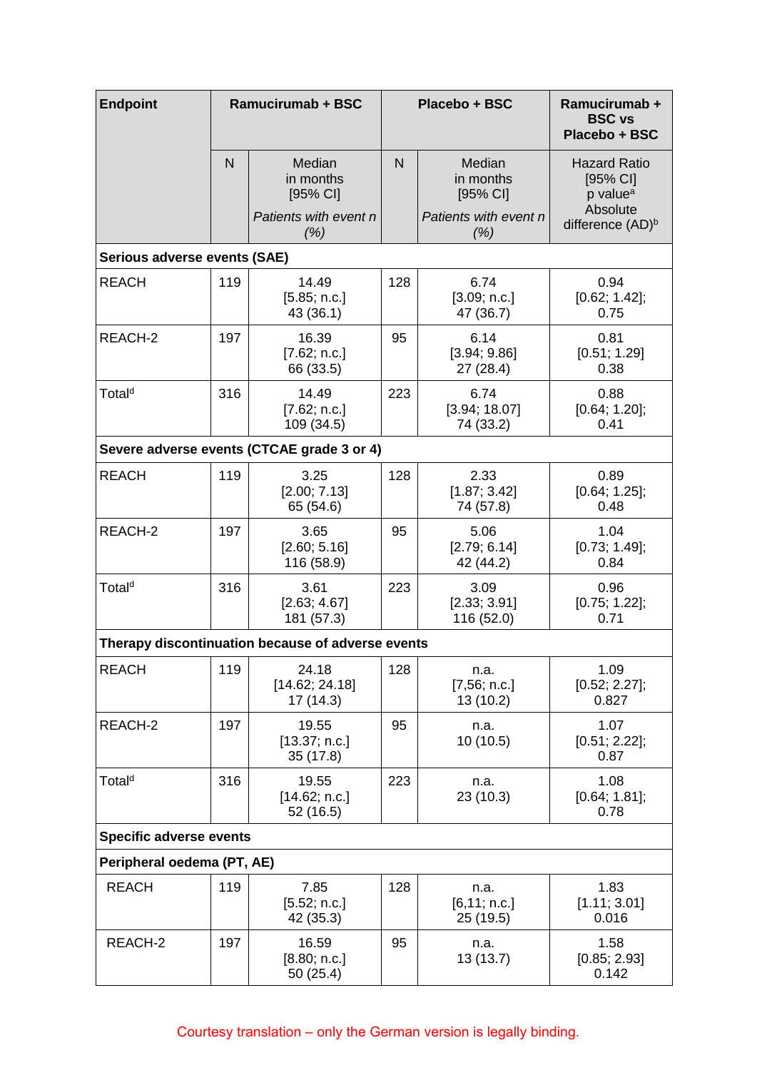| Endpoint | Ramucirumab + BSC | | Placebo + BSC | | Ramucirumab + BSC vs Placebo + BSC |
|---|---|---|---|---|---|
| | N | Median in months [95% CI] *Patients with event n (%)* | N | Median in months [95% CI] *Patients with event n (%)* | Hazard Ratio [95% CI] p value[a] Absolute difference (AD)[b] |
| **Serious adverse events (SAE)** | | | | | |
| REACH | 119 | 14.49 [5.85; n.c.] 43 (36.1) | 128 | 6.74 [3.09; n.c.] 47 (36.7) | 0.94 [0.62; 1.42]; 0.75 |
| REACH-2 | 197 | 16.39 [7.62; n.c.] 66 (33.5) | 95 | 6.14 [3.94; 9.86] 27 (28.4) | 0.81 [0.51; 1.29] 0.38 |
| Total[d] | 316 | 14.49 [7.62; n.c.] 109 (34.5) | 223 | 6.74 [3.94; 18.07] 74 (33.2) | 0.88 [0.64; 1.20]; 0.41 |
| **Severe adverse events (CTCAE grade 3 or 4)** | | | | | |
| REACH | 119 | 3.25 [2.00; 7.13] 65 (54.6) | 128 | 2.33 [1.87; 3.42] 74 (57.8) | 0.89 [0.64; 1.25]; 0.48 |
| REACH-2 | 197 | 3.65 [2.60; 5.16] 116 (58.9) | 95 | 5.06 [2.79; 6.14] 42 (44.2) | 1.04 [0.73; 1.49]; 0.84 |
| Total[d] | 316 | 3.61 [2.63; 4.67] 181 (57.3) | 223 | 3.09 [2.33; 3.91] 116 (52.0) | 0.96 [0.75; 1.22]; 0.71 |
| **Therapy discontinuation because of adverse events** | | | | | |
| REACH | 119 | 24.18 [14.62; 24.18] 17 (14.3) | 128 | n.a. [7,56; n.c.] 13 (10.2) | 1.09 [0.52; 2.27]; 0.827 |
| REACH-2 | 197 | 19.55 [13.37; n.c.] 35 (17.8) | 95 | n.a. 10 (10.5) | 1.07 [0.51; 2.22]; 0.87 |
| Total[d] | 316 | 19.55 [14.62; n.c.] 52 (16.5) | 223 | n.a. 23 (10.3) | 1.08 [0.64; 1.81]; 0.78 |
| **Specific adverse events** | | | | | |
| **Peripheral oedema (PT, AE)** | | | | | |
| REACH | 119 | 7.85 [5.52; n.c.] 42 (35.3) | 128 | n.a. [6,11; n.c.] 25 (19.5) | 1.83 [1.11; 3.01] 0.016 |
| REACH-2 | 197 | 16.59 [8.80; n.c.] 50 (25.4) | 95 | n.a. 13 (13.7) | 1.58 [0.85; 2.93] 0.142 |

Courtesy translation – only the German version is legally binding.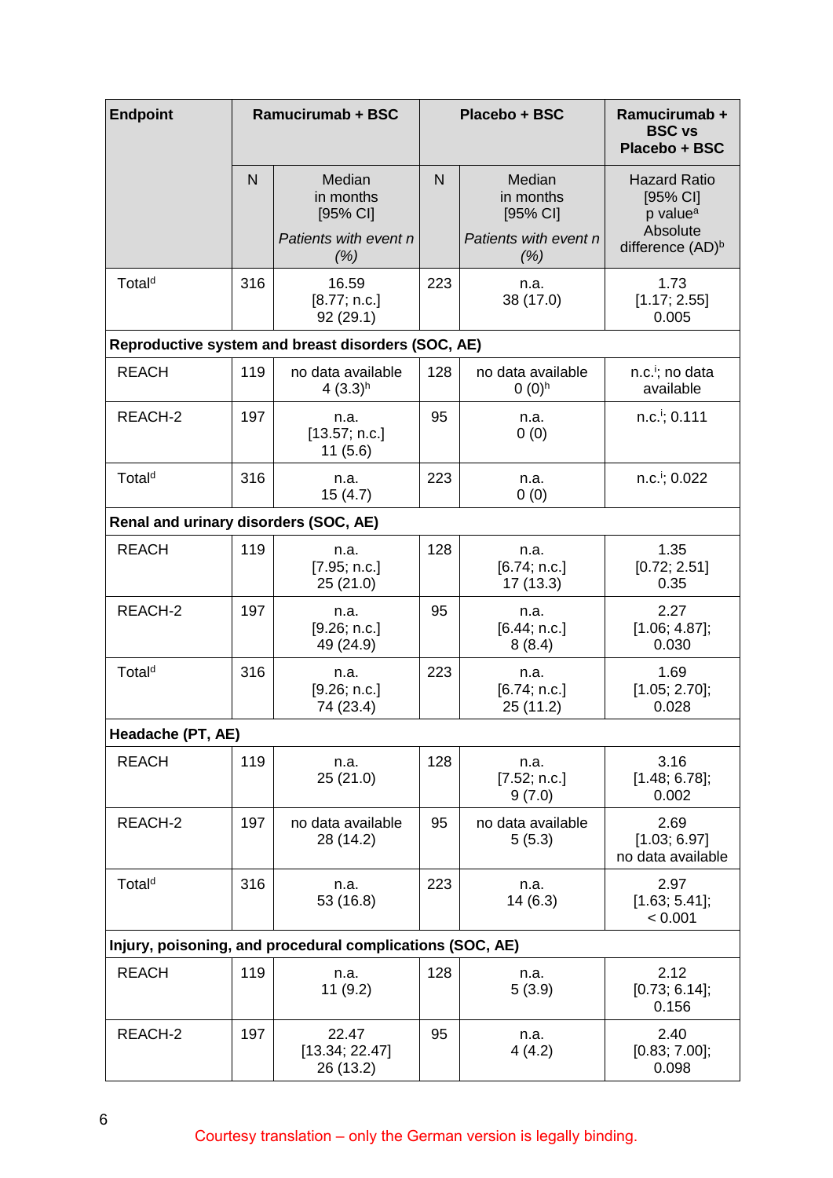| Endpoint | Ramucirumab + BSC | | Placebo + BSC | | Ramucirumab + BSC vs Placebo + BSC |
|---|---|---|---|---|---|
| | N | Median in months [95% CI] *Patients with event n (%)* | N | Median in months [95% CI] *Patients with event n (%)* | Hazard Ratio [95% CI] p value[a] Absolute difference (AD)[b] |
| Total[d] | 316 | 16.59 [8.77; n.c.] 92 (29.1) | 223 | n.a. 38 (17.0) | 1.73 [1.17; 2.55] 0.005 |
| **Reproductive system and breast disorders (SOC, AE)** | | | | | |
| REACH | 119 | no data available 4 (3.3)[h] | 128 | no data available 0 (0)[h] | n.c.[i]; no data available |
| REACH-2 | 197 | n.a. [13.57; n.c.] 11 (5.6) | 95 | n.a. 0 (0) | n.c.[i]; 0.111 |
| Total[d] | 316 | n.a. 15 (4.7) | 223 | n.a. 0 (0) | n.c.[i]; 0.022 |
| **Renal and urinary disorders (SOC, AE)** | | | | | |
| REACH | 119 | n.a. [7.95; n.c.] 25 (21.0) | 128 | n.a. [6.74; n.c.] 17 (13.3) | 1.35 [0.72; 2.51] 0.35 |
| REACH-2 | 197 | n.a. [9.26; n.c.] 49 (24.9) | 95 | n.a. [6.44; n.c.] 8 (8.4) | 2.27 [1.06; 4.87]; 0.030 |
| Total[d] | 316 | n.a. [9.26; n.c.] 74 (23.4) | 223 | n.a. [6.74; n.c.] 25 (11.2) | 1.69 [1.05; 2.70]; 0.028 |
| **Headache (PT, AE)** | | | | | |
| REACH | 119 | n.a. 25 (21.0) | 128 | n.a. [7.52; n.c.] 9 (7.0) | 3.16 [1.48; 6.78]; 0.002 |
| REACH-2 | 197 | no data available 28 (14.2) | 95 | no data available 5 (5.3) | 2.69 [1.03; 6.97] no data available |
| Total[d] | 316 | n.a. 53 (16.8) | 223 | n.a. 14 (6.3) | 2.97 [1.63; 5.41]; < 0.001 |
| **Injury, poisoning, and procedural complications (SOC, AE)** | | | | | |
| REACH | 119 | n.a. 11 (9.2) | 128 | n.a. 5 (3.9) | 2.12 [0.73; 6.14]; 0.156 |
| REACH-2 | 197 | 22.47 [13.34; 22.47] 26 (13.2) | 95 | n.a. 4 (4.2) | 2.40 [0.83; 7.00]; 0.098 |

Courtesy translation – only the German version is legally binding.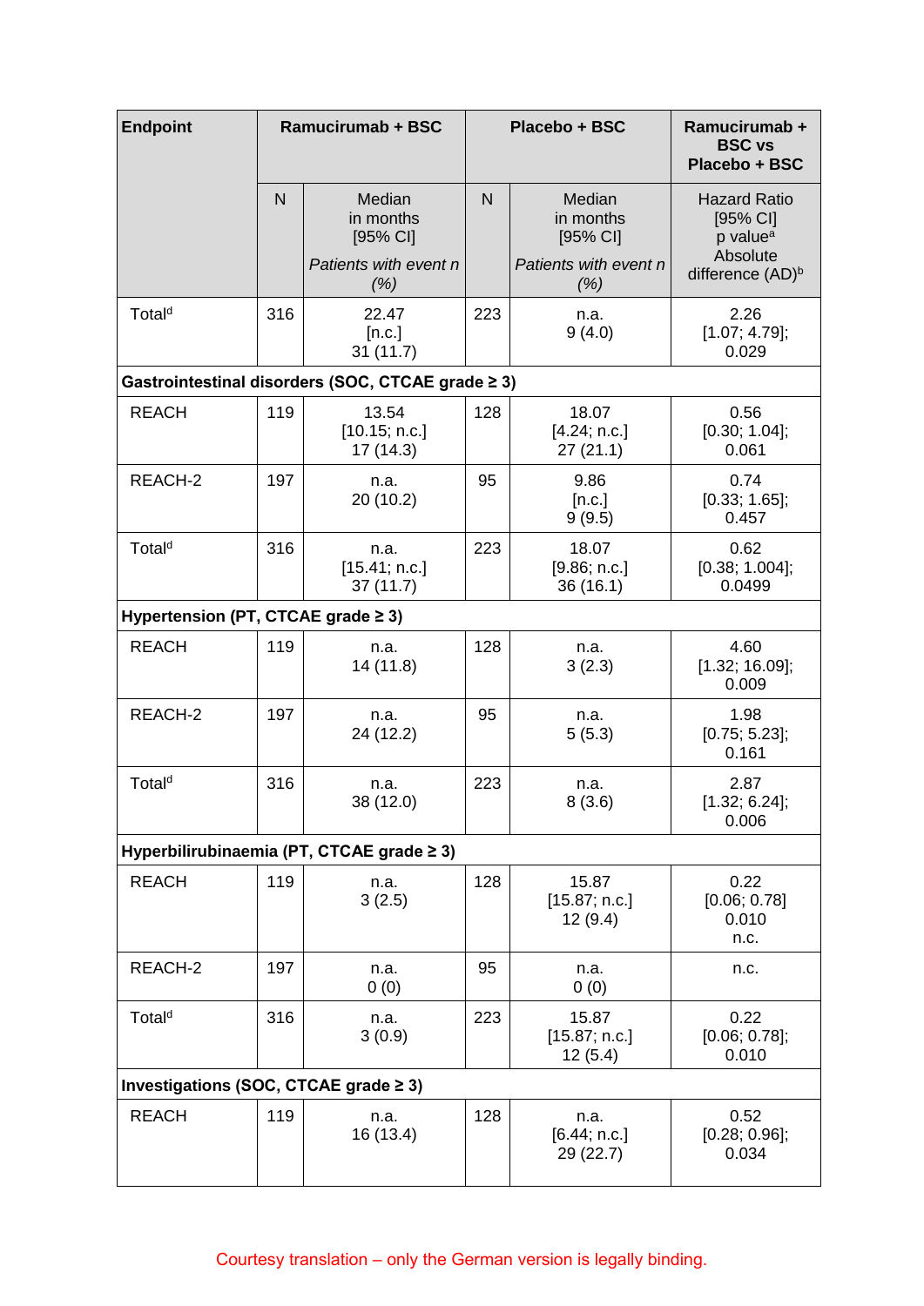| Endpoint | Ramucirumab + BSC | | Placebo + BSC | | Ramucirumab + BSC vs Placebo + BSC |
|---|---|---|---|---|---|
| | N | Median in months [95% CI] *Patients with event n (%)* | N | Median in months [95% CI] *Patients with event n (%)* | Hazard Ratio [95% CI] p value[a] Absolute difference (AD)[b] |
| Total[d] | 316 | 22.47 [n.c.] 31 (11.7) | 223 | n.a. 9 (4.0) | 2.26 [1.07; 4.79]; 0.029 |
| **Gastrointestinal disorders (SOC, CTCAE grade ≥ 3)** | | | | | |
| REACH | 119 | 13.54 [10.15; n.c.] 17 (14.3) | 128 | 18.07 [4.24; n.c.] 27 (21.1) | 0.56 [0.30; 1.04]; 0.061 |
| REACH-2 | 197 | n.a. 20 (10.2) | 95 | 9.86 [n.c.] 9 (9.5) | 0.74 [0.33; 1.65]; 0.457 |
| Total[d] | 316 | n.a. [15.41; n.c.] 37 (11.7) | 223 | 18.07 [9.86; n.c.] 36 (16.1) | 0.62 [0.38; 1.004]; 0.0499 |
| **Hypertension (PT, CTCAE grade ≥ 3)** | | | | | |
| REACH | 119 | n.a. 14 (11.8) | 128 | n.a. 3 (2.3) | 4.60 [1.32; 16.09]; 0.009 |
| REACH-2 | 197 | n.a. 24 (12.2) | 95 | n.a. 5 (5.3) | 1.98 [0.75; 5.23]; 0.161 |
| Total[d] | 316 | n.a. 38 (12.0) | 223 | n.a. 8 (3.6) | 2.87 [1.32; 6.24]; 0.006 |
| **Hyperbilirubinaemia (PT, CTCAE grade ≥ 3)** | | | | | |
| REACH | 119 | n.a. 3 (2.5) | 128 | 15.87 [15.87; n.c.] 12 (9.4) | 0.22 [0.06; 0.78] 0.010 n.c. |
| REACH-2 | 197 | n.a. 0 (0) | 95 | n.a. 0 (0) | n.c. |
| Total[d] | 316 | n.a. 3 (0.9) | 223 | 15.87 [15.87; n.c.] 12 (5.4) | 0.22 [0.06; 0.78]; 0.010 |
| **Investigations (SOC, CTCAE grade ≥ 3)** | | | | | |
| REACH | 119 | n.a. 16 (13.4) | 128 | n.a. [6.44; n.c.] 29 (22.7) | 0.52 [0.28; 0.96]; 0.034 |

Courtesy translation – only the German version is legally binding.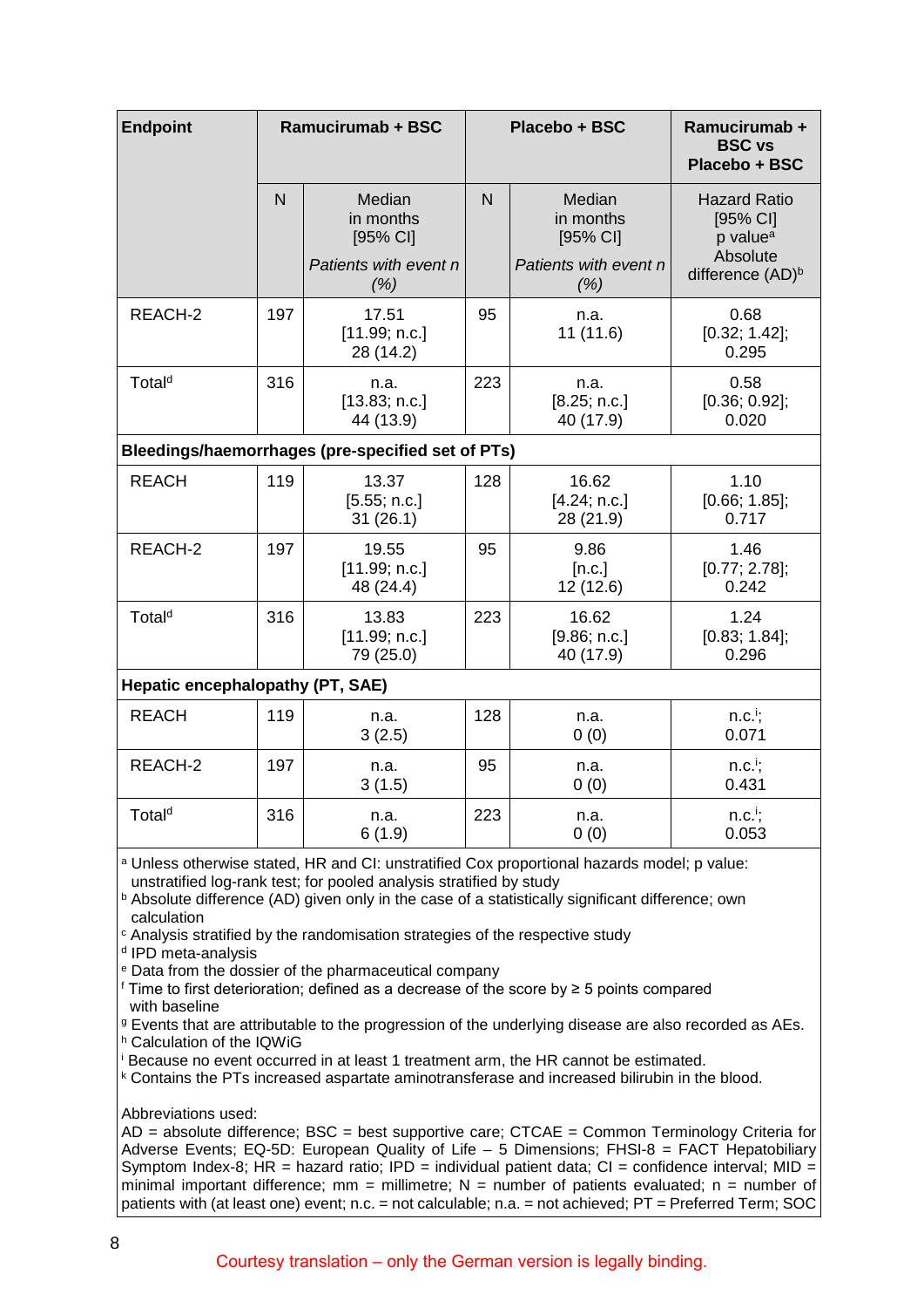| Endpoint | Ramucirumab + BSC | | Placebo + BSC | | Ramucirumab + BSC vs Placebo + BSC |
|---|---|---|---|---|---|
| | N | Median in months [95% CI] *Patients with event n (%)* | N | Median in months [95% CI] *Patients with event n (%)* | Hazard Ratio [95% CI] p value[a] Absolute difference (AD)[b] |
| REACH-2 | 197 | 17.51 [11.99; n.c.] 28 (14.2) | 95 | n.a. 11 (11.6) | 0.68 [0.32; 1.42]; 0.295 |
| Total[d] | 316 | n.a. [13.83; n.c.] 44 (13.9) | 223 | n.a. [8.25; n.c.] 40 (17.9) | 0.58 [0.36; 0.92]; 0.020 |
| **Bleedings/haemorrhages (pre-specified set of PTs)** | | | | | |
| REACH | 119 | 13.37 [5.55; n.c.] 31 (26.1) | 128 | 16.62 [4.24; n.c.] 28 (21.9) | 1.10 [0.66; 1.85]; 0.717 |
| REACH-2 | 197 | 19.55 [11.99; n.c.] 48 (24.4) | 95 | 9.86 [n.c.] 12 (12.6) | 1.46 [0.77; 2.78]; 0.242 |
| Total[d] | 316 | 13.83 [11.99; n.c.] 79 (25.0) | 223 | 16.62 [9.86; n.c.] 40 (17.9) | 1.24 [0.83; 1.84]; 0.296 |
| **Hepatic encephalopathy (PT, SAE)** | | | | | |
| REACH | 119 | n.a. 3 (2.5) | 128 | n.a. 0 (0) | n.c.[i]; 0.071 |
| REACH-2 | 197 | n.a. 3 (1.5) | 95 | n.a. 0 (0) | n.c.[i]; 0.431 |
| Total[d] | 316 | n.a. 6 (1.9) | 223 | n.a. 0 (0) | n.c.[i]; 0.053 |

[a] Unless otherwise stated, HR and CI: unstratified Cox proportional hazards model; p value: unstratified log-rank test; for pooled analysis stratified by study
[b] Absolute difference (AD) given only in the case of a statistically significant difference; own calculation
[c] Analysis stratified by the randomisation strategies of the respective study
[d] IPD meta-analysis
[e] Data from the dossier of the pharmaceutical company
[f] Time to first deterioration; defined as a decrease of the score by ≥ 5 points compared with baseline
[g] Events that are attributable to the progression of the underlying disease are also recorded as AEs.
[h] Calculation of the IQWiG
[i] Because no event occurred in at least 1 treatment arm, the HR cannot be estimated.
[k] Contains the PTs increased aspartate aminotransferase and increased bilirubin in the blood.

Abbreviations used:
AD = absolute difference; BSC = best supportive care; CTCAE = Common Terminology Criteria for Adverse Events; EQ-5D: European Quality of Life – 5 Dimensions; FHSI-8 = FACT Hepatobiliary Symptom Index-8; HR = hazard ratio; IPD = individual patient data; CI = confidence interval; MID = minimal important difference; mm = millimetre; N = number of patients evaluated; n = number of patients with (at least one) event; n.c. = not calculable; n.a. = not achieved; PT = Preferred Term; SOC

Courtesy translation – only the German version is legally binding.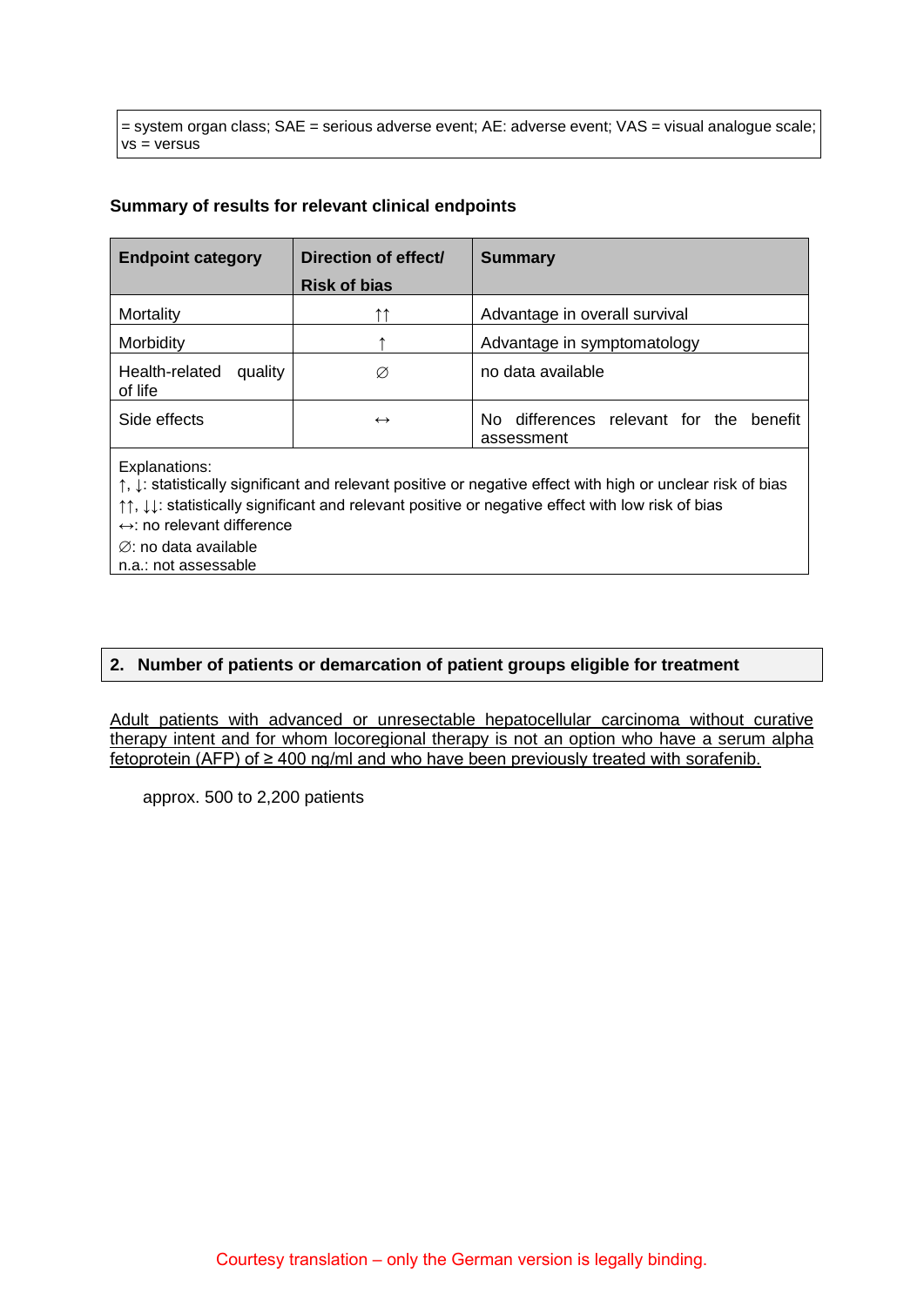= system organ class; SAE = serious adverse event; AE: adverse event; VAS = visual analogue scale; vs = versus

**Summary of results for relevant clinical endpoints**

| Endpoint category | Direction of effect/ Risk of bias | Summary |
|---|---|---|
| Mortality | ↑↑ | Advantage in overall survival |
| Morbidity | ↑ | Advantage in symptomatology |
| Health-related quality of life | ∅ | no data available |
| Side effects | ↔ | No differences relevant for the benefit assessment |

Explanations:
↑, ↓: statistically significant and relevant positive or negative effect with high or unclear risk of bias
↑↑, ↓↓: statistically significant and relevant positive or negative effect with low risk of bias
↔: no relevant difference
∅: no data available
n.a.: not assessable

## 2. Number of patients or demarcation of patient groups eligible for treatment

Adult patients with advanced or unresectable hepatocellular carcinoma without curative therapy intent and for whom locoregional therapy is not an option who have a serum alpha fetoprotein (AFP) of ≥ 400 ng/ml and who have been previously treated with sorafenib.

approx. 500 to 2,200 patients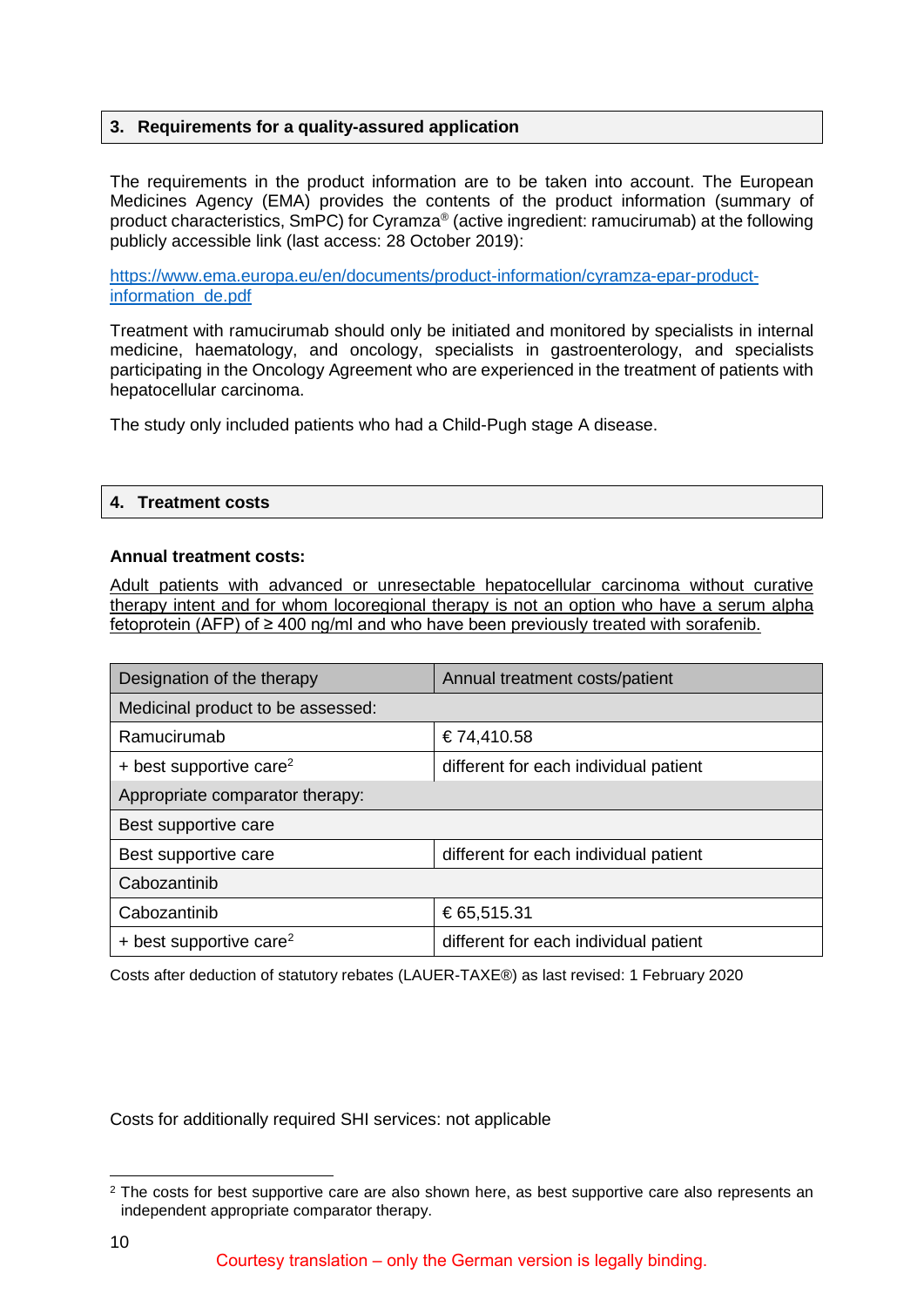## 3. Requirements for a quality-assured application

The requirements in the product information are to be taken into account. The European Medicines Agency (EMA) provides the contents of the product information (summary of product characteristics, SmPC) for Cyramza® (active ingredient: ramucirumab) at the following publicly accessible link (last access: 28 October 2019):

https://www.ema.europa.eu/en/documents/product-information/cyramza-epar-product-information_de.pdf

Treatment with ramucirumab should only be initiated and monitored by specialists in internal medicine, haematology, and oncology, specialists in gastroenterology, and specialists participating in the Oncology Agreement who are experienced in the treatment of patients with hepatocellular carcinoma.

The study only included patients who had a Child-Pugh stage A disease.

## 4. Treatment costs

**Annual treatment costs:**

Adult patients with advanced or unresectable hepatocellular carcinoma without curative therapy intent and for whom locoregional therapy is not an option who have a serum alpha fetoprotein (AFP) of ≥ 400 ng/ml and who have been previously treated with sorafenib.

| Designation of the therapy | Annual treatment costs/patient |
|---|---|
| Medicinal product to be assessed: | |
| Ramucirumab | € 74,410.58 |
| + best supportive care[2] | different for each individual patient |
| Appropriate comparator therapy: | |
| Best supportive care | |
| Best supportive care | different for each individual patient |
| Cabozantinib | |
| Cabozantinib | € 65,515.31 |
| + best supportive care[2] | different for each individual patient |

Costs after deduction of statutory rebates (LAUER-TAXE®) as last revised: 1 February 2020

Costs for additionally required SHI services: not applicable

[2] The costs for best supportive care are also shown here, as best supportive care also represents an independent appropriate comparator therapy.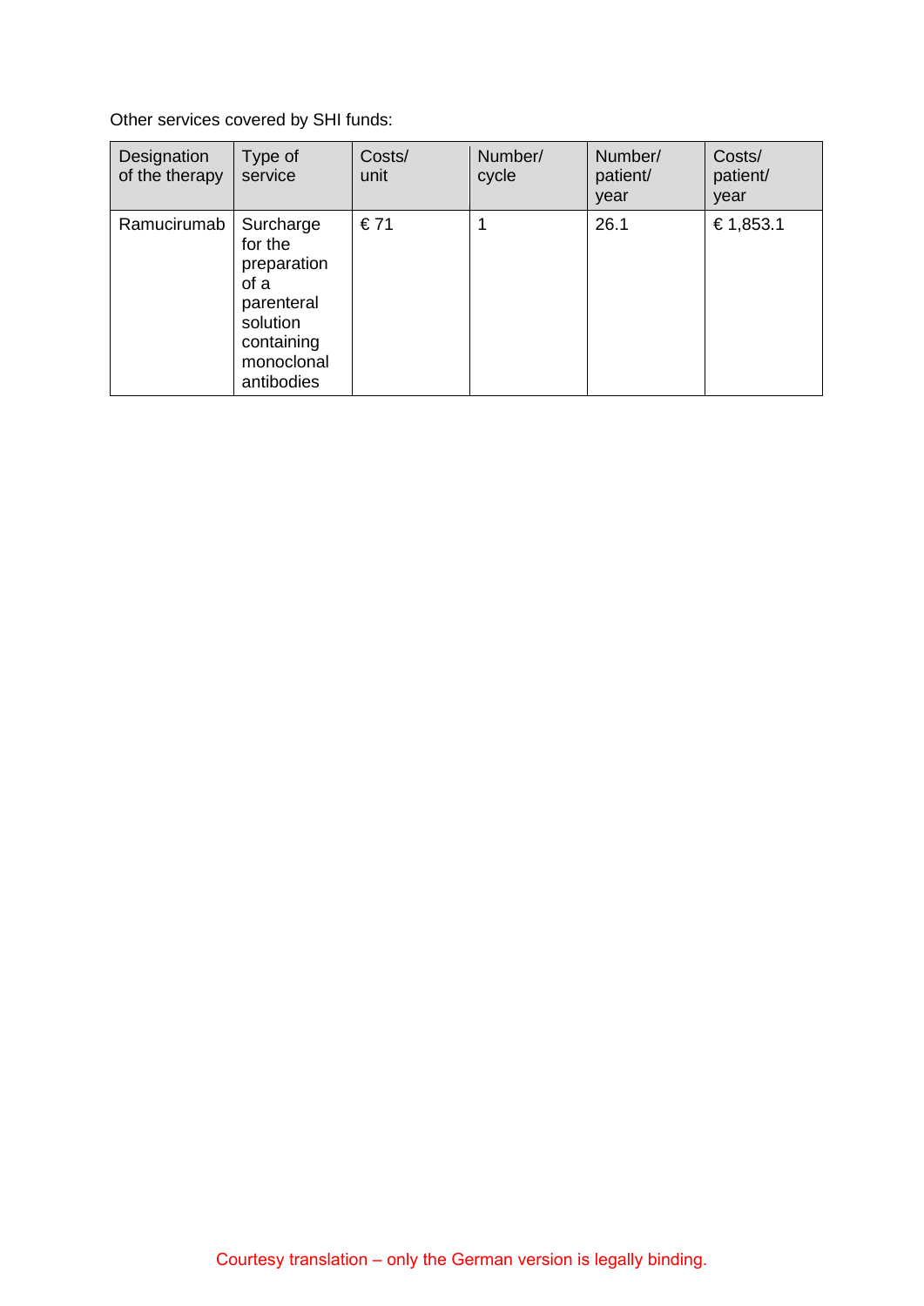Other services covered by SHI funds:

| Designation of the therapy | Type of service | Costs/ unit | Number/ cycle | Number/ patient/ year | Costs/ patient/ year |
|---|---|---|---|---|---|
| Ramucirumab | Surcharge for the preparation of a parenteral solution containing monoclonal antibodies | € 71 | 1 | 26.1 | € 1,853.1 |

Courtesy translation – only the German version is legally binding.